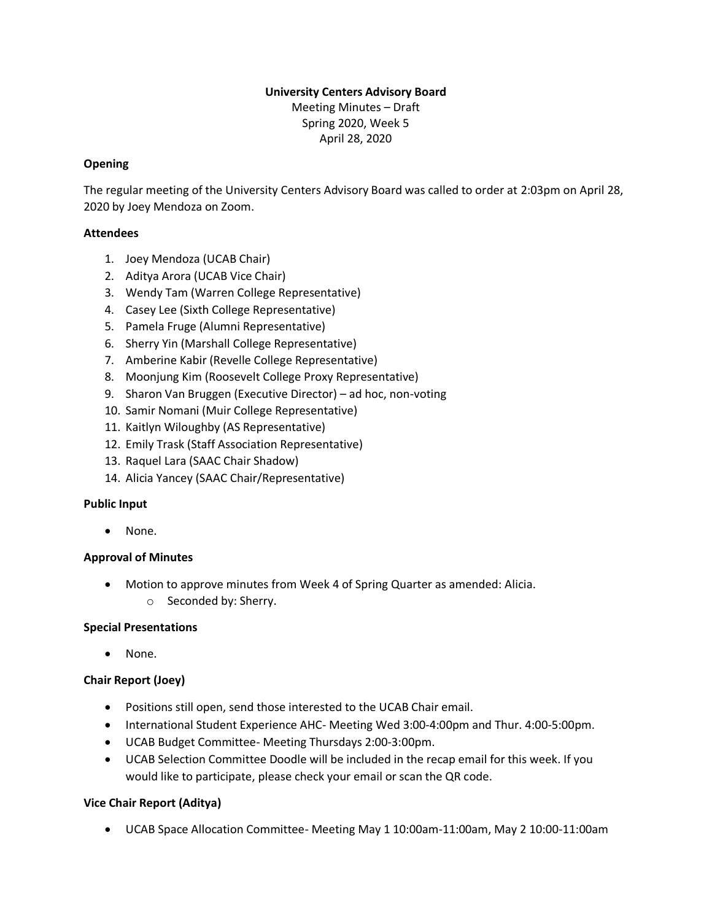**University Centers Advisory Board**
Meeting Minutes – Draft
Spring 2020, Week 5
April 28, 2020

**Opening**

The regular meeting of the University Centers Advisory Board was called to order at 2:03pm on April 28, 2020 by Joey Mendoza on Zoom.

**Attendees**

1. Joey Mendoza (UCAB Chair)
2. Aditya Arora (UCAB Vice Chair)
3. Wendy Tam (Warren College Representative)
4. Casey Lee (Sixth College Representative)
5. Pamela Fruge (Alumni Representative)
6. Sherry Yin (Marshall College Representative)
7. Amberine Kabir (Revelle College Representative)
8. Moonjung Kim (Roosevelt College Proxy Representative)
9. Sharon Van Bruggen (Executive Director) – ad hoc, non-voting
10. Samir Nomani (Muir College Representative)
11. Kaitlyn Wiloughby (AS Representative)
12. Emily Trask (Staff Association Representative)
13. Raquel Lara (SAAC Chair Shadow)
14. Alicia Yancey (SAAC Chair/Representative)

**Public Input**

- None.

**Approval of Minutes**

- Motion to approve minutes from Week 4 of Spring Quarter as amended: Alicia.
  - Seconded by: Sherry.

**Special Presentations**

- None.

**Chair Report (Joey)**

- Positions still open, send those interested to the UCAB Chair email.
- International Student Experience AHC- Meeting Wed 3:00-4:00pm and Thur. 4:00-5:00pm.
- UCAB Budget Committee- Meeting Thursdays 2:00-3:00pm.
- UCAB Selection Committee Doodle will be included in the recap email for this week. If you would like to participate, please check your email or scan the QR code.

**Vice Chair Report (Aditya)**

- UCAB Space Allocation Committee- Meeting May 1 10:00am-11:00am, May 2 10:00-11:00am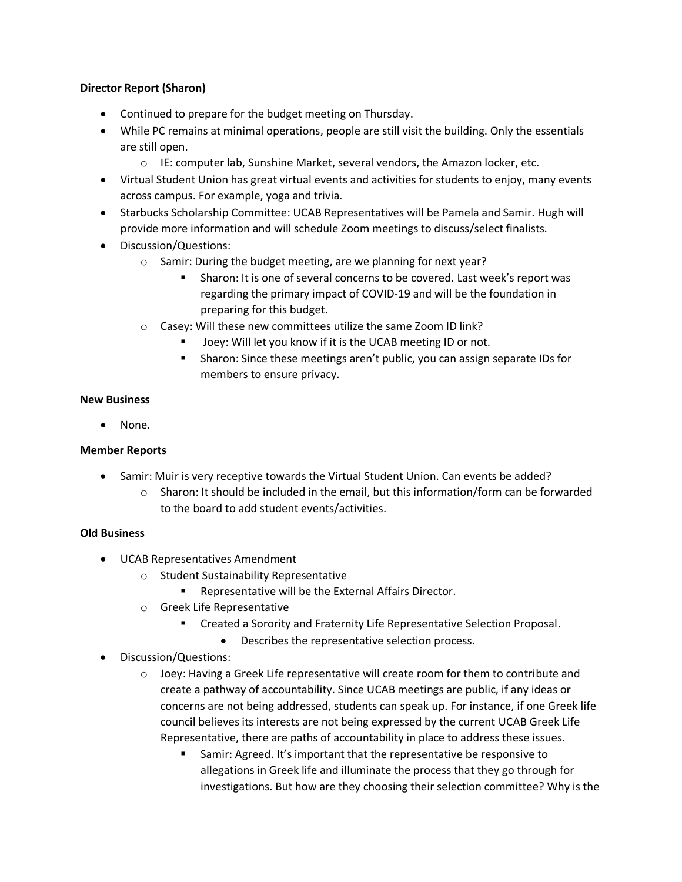**Director Report (Sharon)**

- Continued to prepare for the budget meeting on Thursday.
- While PC remains at minimal operations, people are still visit the building. Only the essentials are still open.
  - IE: computer lab, Sunshine Market, several vendors, the Amazon locker, etc.
- Virtual Student Union has great virtual events and activities for students to enjoy, many events across campus. For example, yoga and trivia.
- Starbucks Scholarship Committee: UCAB Representatives will be Pamela and Samir. Hugh will provide more information and will schedule Zoom meetings to discuss/select finalists.
- Discussion/Questions:
  - Samir: During the budget meeting, are we planning for next year?
    - Sharon: It is one of several concerns to be covered. Last week's report was regarding the primary impact of COVID-19 and will be the foundation in preparing for this budget.
  - Casey: Will these new committees utilize the same Zoom ID link?
    - Joey: Will let you know if it is the UCAB meeting ID or not.
    - Sharon: Since these meetings aren't public, you can assign separate IDs for members to ensure privacy.

**New Business**

- None.

**Member Reports**

- Samir: Muir is very receptive towards the Virtual Student Union. Can events be added?
  - Sharon: It should be included in the email, but this information/form can be forwarded to the board to add student events/activities.

**Old Business**

- UCAB Representatives Amendment
  - Student Sustainability Representative
    - Representative will be the External Affairs Director.
  - Greek Life Representative
    - Created a Sorority and Fraternity Life Representative Selection Proposal.
      - Describes the representative selection process.
- Discussion/Questions:
  - Joey: Having a Greek Life representative will create room for them to contribute and create a pathway of accountability. Since UCAB meetings are public, if any ideas or concerns are not being addressed, students can speak up. For instance, if one Greek life council believes its interests are not being expressed by the current UCAB Greek Life Representative, there are paths of accountability in place to address these issues.
    - Samir: Agreed. It's important that the representative be responsive to allegations in Greek life and illuminate the process that they go through for investigations. But how are they choosing their selection committee? Why is the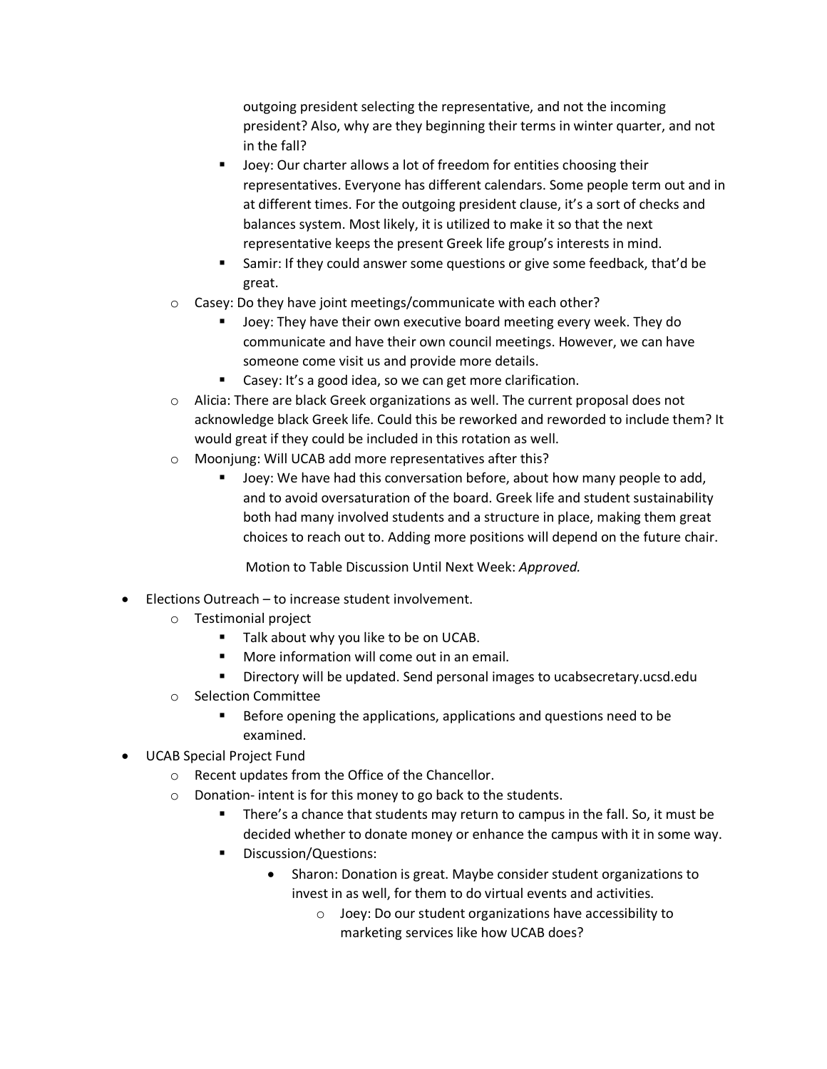outgoing president selecting the representative, and not the incoming president? Also, why are they beginning their terms in winter quarter, and not in the fall?

        - Joey: Our charter allows a lot of freedom for entities choosing their representatives. Everyone has different calendars. Some people term out and in at different times. For the outgoing president clause, it's a sort of checks and balances system. Most likely, it is utilized to make it so that the next representative keeps the present Greek life group's interests in mind.
        - Samir: If they could answer some questions or give some feedback, that'd be great.
    - Casey: Do they have joint meetings/communicate with each other?
        - Joey: They have their own executive board meeting every week. They do communicate and have their own council meetings. However, we can have someone come visit us and provide more details.
        - Casey: It's a good idea, so we can get more clarification.
    - Alicia: There are black Greek organizations as well. The current proposal does not acknowledge black Greek life. Could this be reworked and reworded to include them? It would great if they could be included in this rotation as well.
    - Moonjung: Will UCAB add more representatives after this?
        - Joey: We have had this conversation before, about how many people to add, and to avoid oversaturation of the board. Greek life and student sustainability both had many involved students and a structure in place, making them great choices to reach out to. Adding more positions will depend on the future chair.

    Motion to Table Discussion Until Next Week: *Approved.*

- Elections Outreach – to increase student involvement.
    - Testimonial project
        - Talk about why you like to be on UCAB.
        - More information will come out in an email.
        - Directory will be updated. Send personal images to ucabsecretary.ucsd.edu
    - Selection Committee
        - Before opening the applications, applications and questions need to be examined.
- UCAB Special Project Fund
    - Recent updates from the Office of the Chancellor.
    - Donation- intent is for this money to go back to the students.
        - There's a chance that students may return to campus in the fall. So, it must be decided whether to donate money or enhance the campus with it in some way.
        - Discussion/Questions:
            - Sharon: Donation is great. Maybe consider student organizations to invest in as well, for them to do virtual events and activities.
                - Joey: Do our student organizations have accessibility to marketing services like how UCAB does?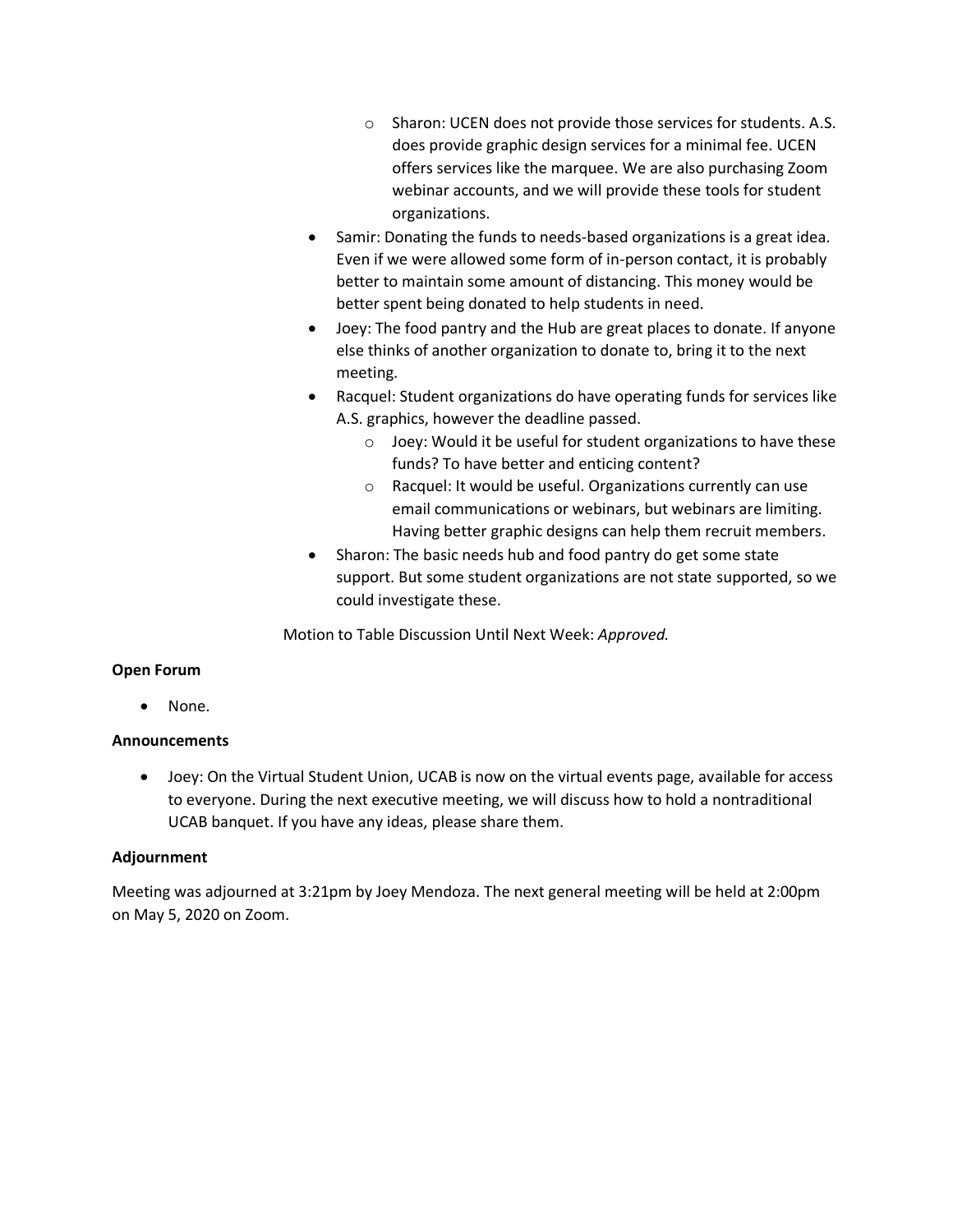- Sharon: UCEN does not provide those services for students. A.S. does provide graphic design services for a minimal fee. UCEN offers services like the marquee. We are also purchasing Zoom webinar accounts, and we will provide these tools for student organizations.
- Samir: Donating the funds to needs-based organizations is a great idea. Even if we were allowed some form of in-person contact, it is probably better to maintain some amount of distancing. This money would be better spent being donated to help students in need.
- Joey: The food pantry and the Hub are great places to donate. If anyone else thinks of another organization to donate to, bring it to the next meeting.
- Racquel: Student organizations do have operating funds for services like A.S. graphics, however the deadline passed.
    - Joey: Would it be useful for student organizations to have these funds? To have better and enticing content?
    - Racquel: It would be useful. Organizations currently can use email communications or webinars, but webinars are limiting. Having better graphic designs can help them recruit members.
- Sharon: The basic needs hub and food pantry do get some state support. But some student organizations are not state supported, so we could investigate these.

Motion to Table Discussion Until Next Week: *Approved.*

**Open Forum**

- None.

**Announcements**

- Joey: On the Virtual Student Union, UCAB is now on the virtual events page, available for access to everyone. During the next executive meeting, we will discuss how to hold a nontraditional UCAB banquet. If you have any ideas, please share them.

**Adjournment**

Meeting was adjourned at 3:21pm by Joey Mendoza. The next general meeting will be held at 2:00pm on May 5, 2020 on Zoom.